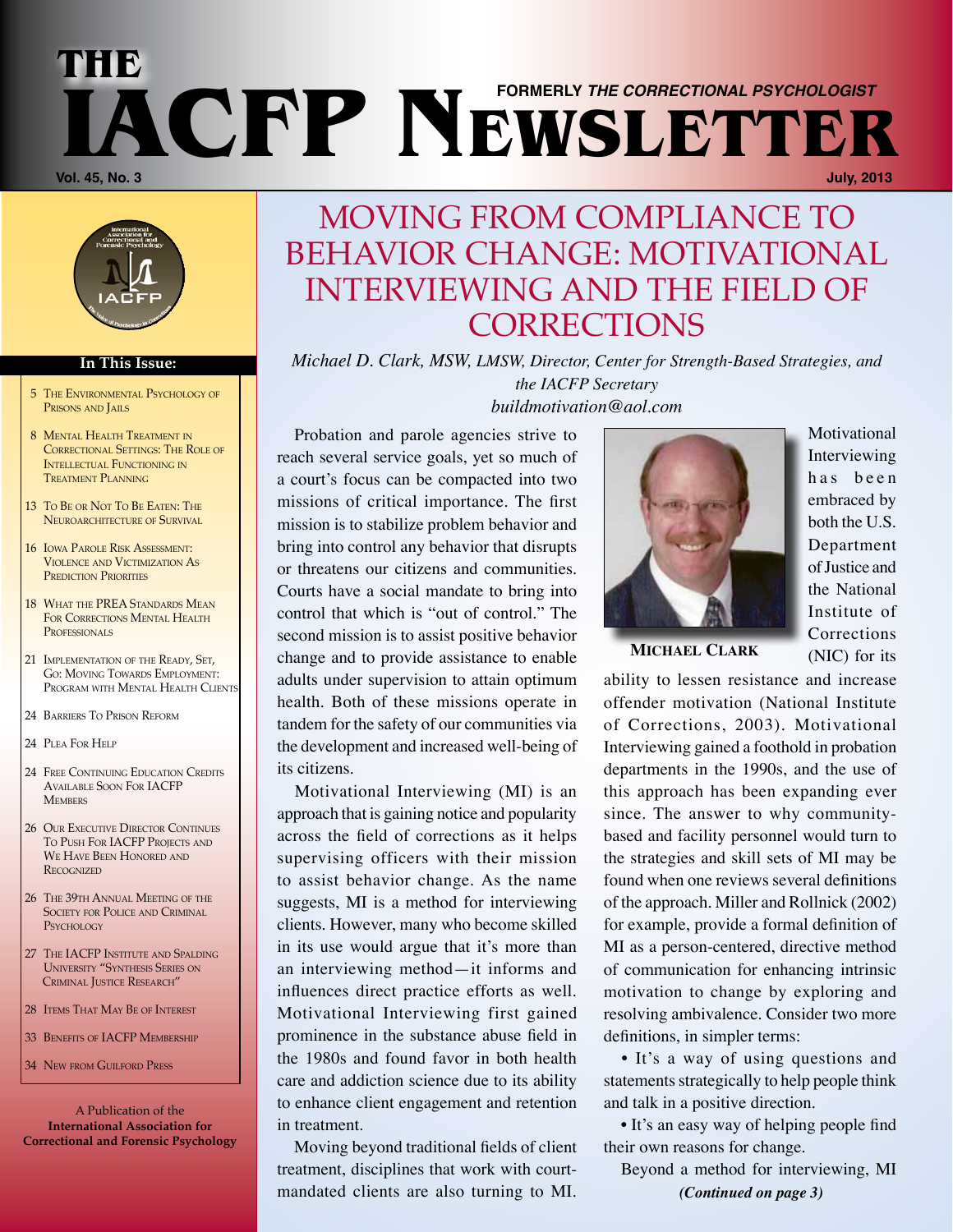# THE IACFP NEWSLETTER

**FORMERLY *THE CORRECTIONAL PSYCHOLOGIST***

**Vol. 45, No. 3** **July, 2013**

**In This Issue:**

- 5 The Environmental Psychology of Prisons and Jails
- 8 Mental Health Treatment in Correctional Settings: The Role of Intellectual Functioning in Treatment Planning
- 13 To Be or Not To Be Eaten: The Neuroarchitecture of Survival
- 16 Iowa Parole Risk Assessment: Violence and Victimization As Prediction Priorities
- 18 What the PREA Standards Mean For Corrections Mental Health Professionals
- 21 Implementation of the Ready, Set, Go: Moving Towards Employment: Program with Mental Health Clients
- 24 Barriers To Prison Reform
- 24 Plea For Help
- 24 Free Continuing Education Credits Available Soon For IACFP Members
- 26 Our Executive Director Continues To Push For IACFP Projects and We Have Been Honored and Recognized
- 26 The 39th Annual Meeting of the Society for Police and Criminal Psychology
- 27 The IACFP Institute and Spalding University "Synthesis Series on Criminal Justice Research"
- 28 Items That May Be of Interest
- 33 Benefits of IACFP Membership
- 34 New from Guilford Press

A Publication of the
**International Association for Correctional and Forensic Psychology**

# MOVING FROM COMPLIANCE TO BEHAVIOR CHANGE: MOTIVATIONAL INTERVIEWING AND THE FIELD OF CORRECTIONS

*Michael D. Clark, MSW, LMSW, Director, Center for Strength-Based Strategies, and the IACFP Secretary*
*buildmotivation@aol.com*

Probation and parole agencies strive to reach several service goals, yet so much of a court's focus can be compacted into two missions of critical importance. The first mission is to stabilize problem behavior and bring into control any behavior that disrupts or threatens our citizens and communities. Courts have a social mandate to bring into control that which is "out of control." The second mission is to assist positive behavior change and to provide assistance to enable adults under supervision to attain optimum health. Both of these missions operate in tandem for the safety of our communities via the development and increased well-being of its citizens.

Motivational Interviewing (MI) is an approach that is gaining notice and popularity across the field of corrections as it helps supervising officers with their mission to assist behavior change. As the name suggests, MI is a method for interviewing clients. However, many who become skilled in its use would argue that it's more than an interviewing method—it informs and influences direct practice efforts as well. Motivational Interviewing first gained prominence in the substance abuse field in the 1980s and found favor in both health care and addiction science due to its ability to enhance client engagement and retention in treatment.

Moving beyond traditional fields of client treatment, disciplines that work with court-mandated clients are also turning to MI.

**Michael Clark**

Motivational Interviewing has been embraced by both the U.S. Department of Justice and the National Institute of Corrections (NIC) for its ability to lessen resistance and increase offender motivation (National Institute of Corrections, 2003). Motivational Interviewing gained a foothold in probation departments in the 1990s, and the use of this approach has been expanding ever since. The answer to why community-based and facility personnel would turn to the strategies and skill sets of MI may be found when one reviews several definitions of the approach. Miller and Rollnick (2002) for example, provide a formal definition of MI as a person-centered, directive method of communication for enhancing intrinsic motivation to change by exploring and resolving ambivalence. Consider two more definitions, in simpler terms:

- It's a way of using questions and statements strategically to help people think and talk in a positive direction.
- It's an easy way of helping people find their own reasons for change.

Beyond a method for interviewing, MI

***(Continued on page 3)***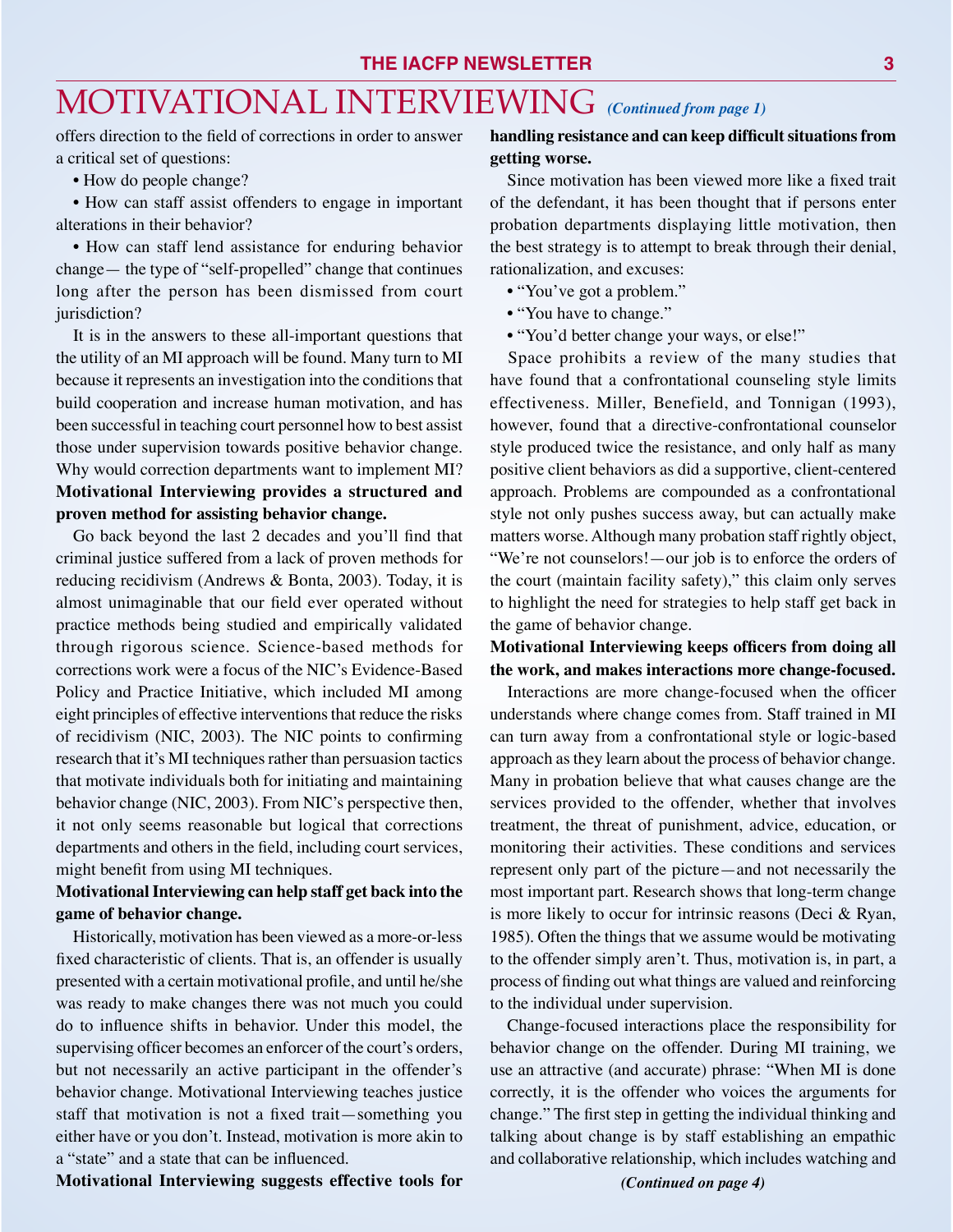# MOTIVATIONAL INTERVIEWING *(Continued from page 1)*

offers direction to the field of corrections in order to answer a critical set of questions:

- How do people change?
- How can staff assist offenders to engage in important alterations in their behavior?
- How can staff lend assistance for enduring behavior change— the type of "self-propelled" change that continues long after the person has been dismissed from court jurisdiction?

It is in the answers to these all-important questions that the utility of an MI approach will be found. Many turn to MI because it represents an investigation into the conditions that build cooperation and increase human motivation, and has been successful in teaching court personnel how to best assist those under supervision towards positive behavior change. Why would correction departments want to implement MI?

**Motivational Interviewing provides a structured and proven method for assisting behavior change.**

Go back beyond the last 2 decades and you'll find that criminal justice suffered from a lack of proven methods for reducing recidivism (Andrews & Bonta, 2003). Today, it is almost unimaginable that our field ever operated without practice methods being studied and empirically validated through rigorous science. Science-based methods for corrections work were a focus of the NIC's Evidence-Based Policy and Practice Initiative, which included MI among eight principles of effective interventions that reduce the risks of recidivism (NIC, 2003). The NIC points to confirming research that it's MI techniques rather than persuasion tactics that motivate individuals both for initiating and maintaining behavior change (NIC, 2003). From NIC's perspective then, it not only seems reasonable but logical that corrections departments and others in the field, including court services, might benefit from using MI techniques.

**Motivational Interviewing can help staff get back into the game of behavior change.**

Historically, motivation has been viewed as a more-or-less fixed characteristic of clients. That is, an offender is usually presented with a certain motivational profile, and until he/she was ready to make changes there was not much you could do to influence shifts in behavior. Under this model, the supervising officer becomes an enforcer of the court's orders, but not necessarily an active participant in the offender's behavior change. Motivational Interviewing teaches justice staff that motivation is not a fixed trait—something you either have or you don't. Instead, motivation is more akin to a "state" and a state that can be influenced.

**Motivational Interviewing suggests effective tools for handling resistance and can keep difficult situations from getting worse.**

Since motivation has been viewed more like a fixed trait of the defendant, it has been thought that if persons enter probation departments displaying little motivation, then the best strategy is to attempt to break through their denial, rationalization, and excuses:

- "You've got a problem."
- "You have to change."
- "You'd better change your ways, or else!"

Space prohibits a review of the many studies that have found that a confrontational counseling style limits effectiveness. Miller, Benefield, and Tonnigan (1993), however, found that a directive-confrontational counselor style produced twice the resistance, and only half as many positive client behaviors as did a supportive, client-centered approach. Problems are compounded as a confrontational style not only pushes success away, but can actually make matters worse. Although many probation staff rightly object, "We're not counselors!—our job is to enforce the orders of the court (maintain facility safety)," this claim only serves to highlight the need for strategies to help staff get back in the game of behavior change.

**Motivational Interviewing keeps officers from doing all the work, and makes interactions more change-focused.**

Interactions are more change-focused when the officer understands where change comes from. Staff trained in MI can turn away from a confrontational style or logic-based approach as they learn about the process of behavior change. Many in probation believe that what causes change are the services provided to the offender, whether that involves treatment, the threat of punishment, advice, education, or monitoring their activities. These conditions and services represent only part of the picture—and not necessarily the most important part. Research shows that long-term change is more likely to occur for intrinsic reasons (Deci & Ryan, 1985). Often the things that we assume would be motivating to the offender simply aren't. Thus, motivation is, in part, a process of finding out what things are valued and reinforcing to the individual under supervision.

Change-focused interactions place the responsibility for behavior change on the offender. During MI training, we use an attractive (and accurate) phrase: "When MI is done correctly, it is the offender who voices the arguments for change." The first step in getting the individual thinking and talking about change is by staff establishing an empathic and collaborative relationship, which includes watching and

*(Continued on page 4)*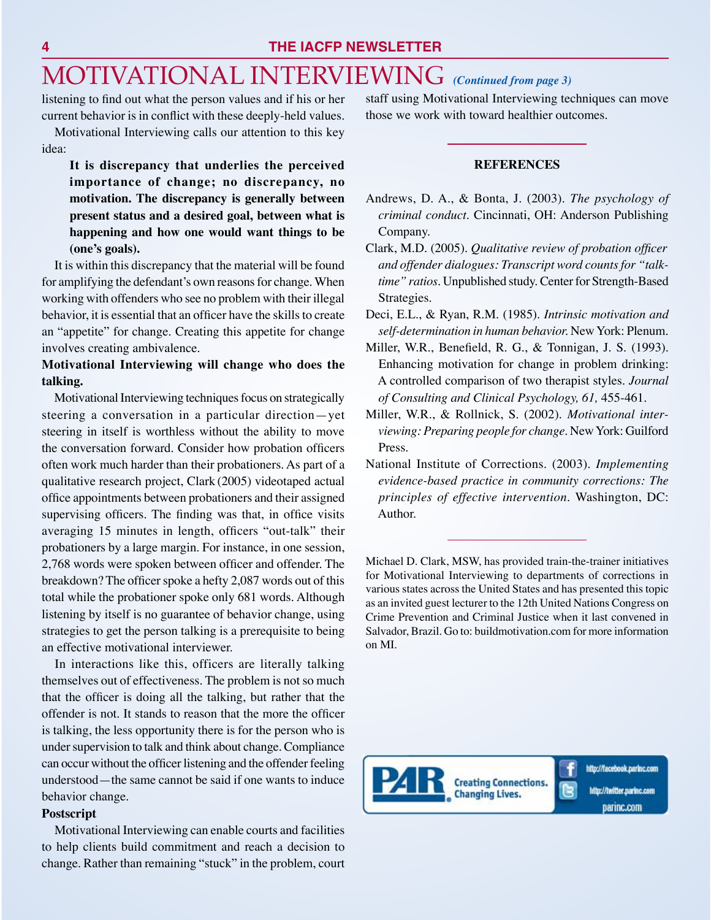# MOTIVATIONAL INTERVIEWING *(Continued from page 3)*

listening to find out what the person values and if his or her current behavior is in conflict with these deeply-held values.

Motivational Interviewing calls our attention to this key idea:

> **It is discrepancy that underlies the perceived importance of change; no discrepancy, no motivation. The discrepancy is generally between present status and a desired goal, between what is happening and how one would want things to be (one's goals).**

It is within this discrepancy that the material will be found for amplifying the defendant's own reasons for change. When working with offenders who see no problem with their illegal behavior, it is essential that an officer have the skills to create an "appetite" for change. Creating this appetite for change involves creating ambivalence.

**Motivational Interviewing will change who does the talking.**

Motivational Interviewing techniques focus on strategically steering a conversation in a particular direction—yet steering in itself is worthless without the ability to move the conversation forward. Consider how probation officers often work much harder than their probationers. As part of a qualitative research project, Clark (2005) videotaped actual office appointments between probationers and their assigned supervising officers. The finding was that, in office visits averaging 15 minutes in length, officers "out-talk" their probationers by a large margin. For instance, in one session, 2,768 words were spoken between officer and offender. The breakdown? The officer spoke a hefty 2,087 words out of this total while the probationer spoke only 681 words. Although listening by itself is no guarantee of behavior change, using strategies to get the person talking is a prerequisite to being an effective motivational interviewer.

In interactions like this, officers are literally talking themselves out of effectiveness. The problem is not so much that the officer is doing all the talking, but rather that the offender is not. It stands to reason that the more the officer is talking, the less opportunity there is for the person who is under supervision to talk and think about change. Compliance can occur without the officer listening and the offender feeling understood—the same cannot be said if one wants to induce behavior change.

**Postscript**

Motivational Interviewing can enable courts and facilities to help clients build commitment and reach a decision to change. Rather than remaining "stuck" in the problem, court staff using Motivational Interviewing techniques can move those we work with toward healthier outcomes.

## REFERENCES

Andrews, D. A., & Bonta, J. (2003). *The psychology of criminal conduct*. Cincinnati, OH: Anderson Publishing Company.

Clark, M.D. (2005). *Qualitative review of probation officer and offender dialogues: Transcript word counts for "talk-time" ratios*. Unpublished study. Center for Strength-Based Strategies.

Deci, E.L., & Ryan, R.M. (1985). *Intrinsic motivation and self-determination in human behavior.* New York: Plenum.

Miller, W.R., Benefield, R. G., & Tonnigan, J. S. (1993). Enhancing motivation for change in problem drinking: A controlled comparison of two therapist styles. *Journal of Consulting and Clinical Psychology, 61,* 455-461.

Miller, W.R., & Rollnick, S. (2002). *Motivational interviewing: Preparing people for change.* New York: Guilford Press.

National Institute of Corrections. (2003). *Implementing evidence-based practice in community corrections: The principles of effective intervention*. Washington, DC: Author.

Michael D. Clark, MSW, has provided train-the-trainer initiatives for Motivational Interviewing to departments of corrections in various states across the United States and has presented this topic as an invited guest lecturer to the 12th United Nations Congress on Crime Prevention and Criminal Justice when it last convened in Salvador, Brazil. Go to: buildmotivation.com for more information on MI.

PAR Creating Connections. Changing Lives.
http://facebook.parinc.com
http://twitter.parinc.com
parinc.com